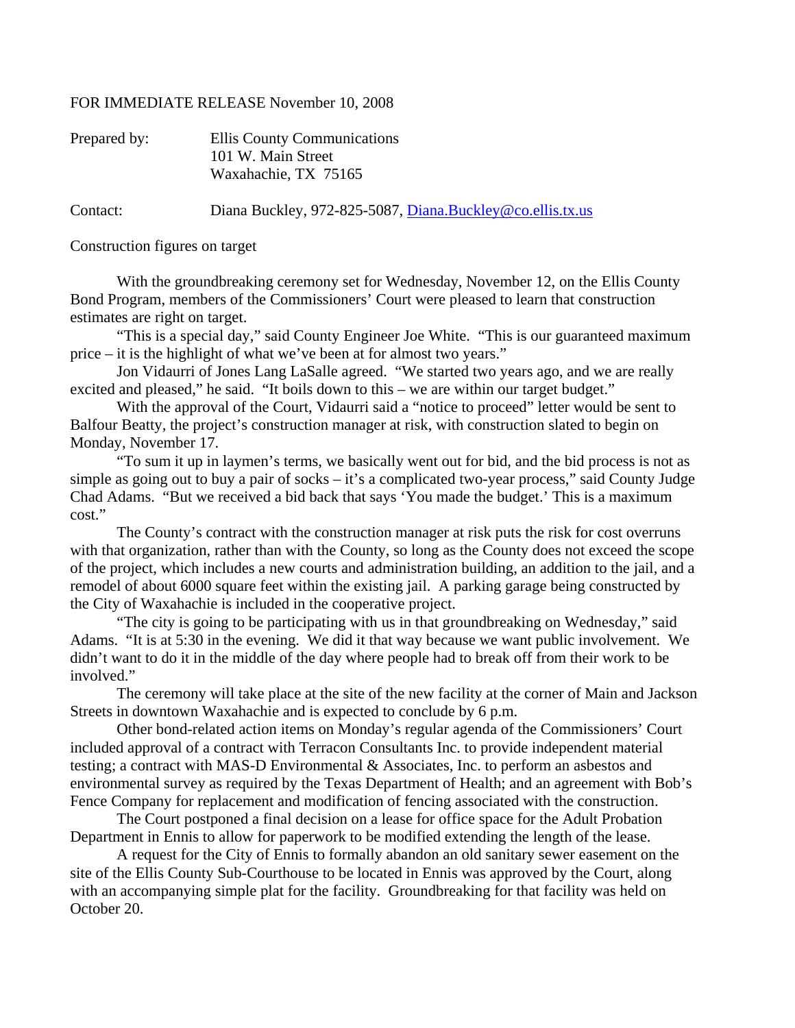FOR IMMEDIATE RELEASE November 10, 2008

Prepared by: Ellis County Communications
101 W. Main Street
Waxahachie, TX 75165

Contact: Diana Buckley, 972-825-5087, Diana.Buckley@co.ellis.tx.us

Construction figures on target

With the groundbreaking ceremony set for Wednesday, November 12, on the Ellis County Bond Program, members of the Commissioners' Court were pleased to learn that construction estimates are right on target.

"This is a special day," said County Engineer Joe White. "This is our guaranteed maximum price – it is the highlight of what we've been at for almost two years."

Jon Vidaurri of Jones Lang LaSalle agreed. "We started two years ago, and we are really excited and pleased," he said. "It boils down to this – we are within our target budget."

With the approval of the Court, Vidaurri said a "notice to proceed" letter would be sent to Balfour Beatty, the project's construction manager at risk, with construction slated to begin on Monday, November 17.

"To sum it up in laymen's terms, we basically went out for bid, and the bid process is not as simple as going out to buy a pair of socks – it's a complicated two-year process," said County Judge Chad Adams. "But we received a bid back that says 'You made the budget.' This is a maximum cost."

The County's contract with the construction manager at risk puts the risk for cost overruns with that organization, rather than with the County, so long as the County does not exceed the scope of the project, which includes a new courts and administration building, an addition to the jail, and a remodel of about 6000 square feet within the existing jail. A parking garage being constructed by the City of Waxahachie is included in the cooperative project.

"The city is going to be participating with us in that groundbreaking on Wednesday," said Adams. "It is at 5:30 in the evening. We did it that way because we want public involvement. We didn't want to do it in the middle of the day where people had to break off from their work to be involved."

The ceremony will take place at the site of the new facility at the corner of Main and Jackson Streets in downtown Waxahachie and is expected to conclude by 6 p.m.

Other bond-related action items on Monday's regular agenda of the Commissioners' Court included approval of a contract with Terracon Consultants Inc. to provide independent material testing; a contract with MAS-D Environmental & Associates, Inc. to perform an asbestos and environmental survey as required by the Texas Department of Health; and an agreement with Bob's Fence Company for replacement and modification of fencing associated with the construction.

The Court postponed a final decision on a lease for office space for the Adult Probation Department in Ennis to allow for paperwork to be modified extending the length of the lease.

A request for the City of Ennis to formally abandon an old sanitary sewer easement on the site of the Ellis County Sub-Courthouse to be located in Ennis was approved by the Court, along with an accompanying simple plat for the facility. Groundbreaking for that facility was held on October 20.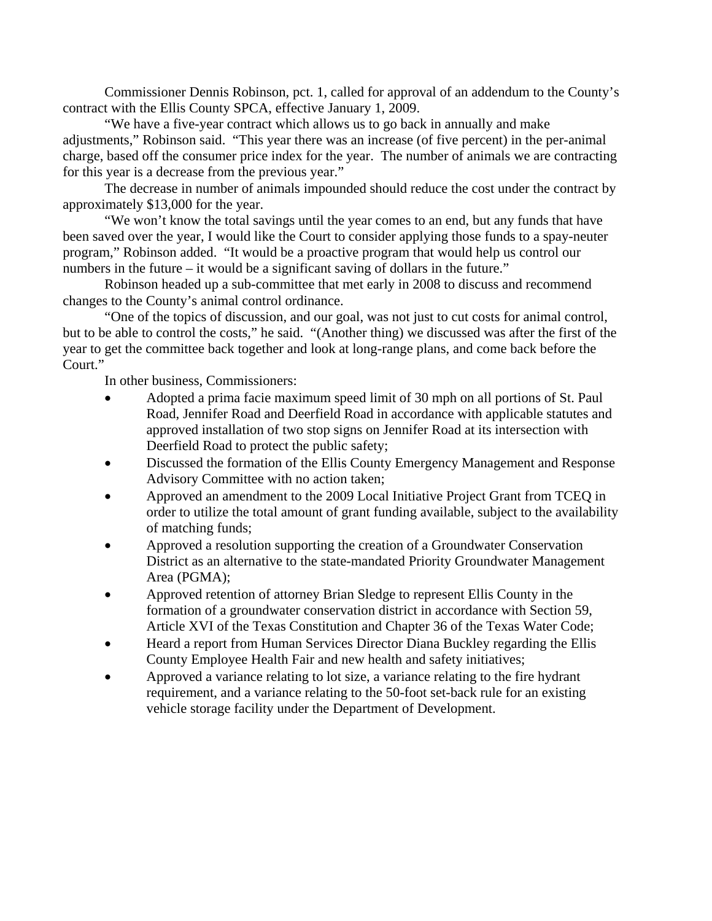Commissioner Dennis Robinson, pct. 1, called for approval of an addendum to the County's contract with the Ellis County SPCA, effective January 1, 2009.

"We have a five-year contract which allows us to go back in annually and make adjustments," Robinson said. "This year there was an increase (of five percent) in the per-animal charge, based off the consumer price index for the year. The number of animals we are contracting for this year is a decrease from the previous year."

The decrease in number of animals impounded should reduce the cost under the contract by approximately $13,000 for the year.

"We won't know the total savings until the year comes to an end, but any funds that have been saved over the year, I would like the Court to consider applying those funds to a spay-neuter program," Robinson added. "It would be a proactive program that would help us control our numbers in the future – it would be a significant saving of dollars in the future."

Robinson headed up a sub-committee that met early in 2008 to discuss and recommend changes to the County's animal control ordinance.

"One of the topics of discussion, and our goal, was not just to cut costs for animal control, but to be able to control the costs," he said. "(Another thing) we discussed was after the first of the year to get the committee back together and look at long-range plans, and come back before the Court."

In other business, Commissioners:

- Adopted a prima facie maximum speed limit of 30 mph on all portions of St. Paul Road, Jennifer Road and Deerfield Road in accordance with applicable statutes and approved installation of two stop signs on Jennifer Road at its intersection with Deerfield Road to protect the public safety;
- Discussed the formation of the Ellis County Emergency Management and Response Advisory Committee with no action taken;
- Approved an amendment to the 2009 Local Initiative Project Grant from TCEQ in order to utilize the total amount of grant funding available, subject to the availability of matching funds;
- Approved a resolution supporting the creation of a Groundwater Conservation District as an alternative to the state-mandated Priority Groundwater Management Area (PGMA);
- Approved retention of attorney Brian Sledge to represent Ellis County in the formation of a groundwater conservation district in accordance with Section 59, Article XVI of the Texas Constitution and Chapter 36 of the Texas Water Code;
- Heard a report from Human Services Director Diana Buckley regarding the Ellis County Employee Health Fair and new health and safety initiatives;
- Approved a variance relating to lot size, a variance relating to the fire hydrant requirement, and a variance relating to the 50-foot set-back rule for an existing vehicle storage facility under the Department of Development.